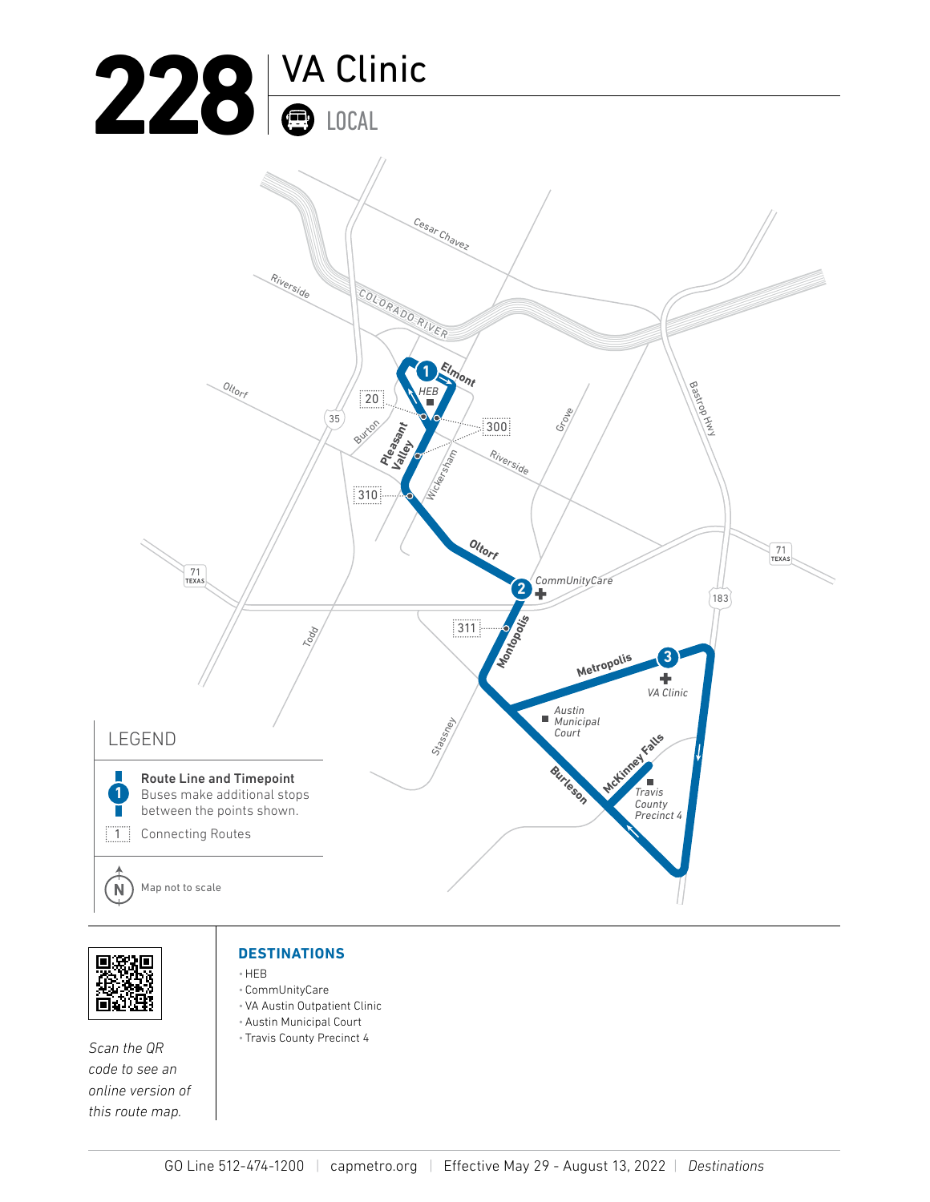# 228 VA Clinic

LOCAL

Elmont
HEB
Pleasant Valley
Wickersham
Oltorf
CommUnityCare
Montopolis
Metropolis
VA Clinic
Austin Municipal Court
McKinney Falls
Travis County Precinct 4
Burleson

Cesar Chavez
Riverside
COLORADO RIVER
Oltorf
Burton
Grove
Bastrop Hwy
Riverside
Todd
Stassney

20 | 300 | 310 | 311

35 | 71 TEXAS | 183

## LEGEND

- **Route Line and Timepoint** — Buses make additional stops between the points shown.
- 1 — Connecting Routes

Map not to scale

Scan the QR code to see an online version of this route map.

## DESTINATIONS

- HEB
- CommUnityCare
- VA Austin Outpatient Clinic
- Austin Municipal Court
- Travis County Precinct 4

GO Line 512-474-1200 | capmetro.org | Effective May 29 - August 13, 2022 | *Destinations*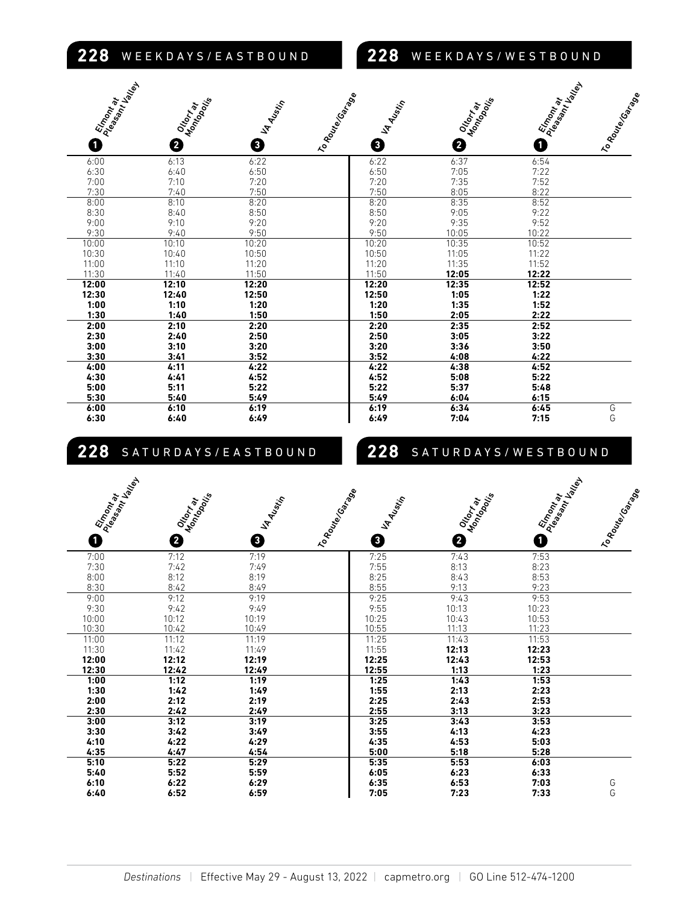## 228 WEEKDAYS/EASTBOUND

| ❶ Elmont at Pleasant Valley | ❷ Oltorf at Montopolis | ❸ VA Austin | To Route/Garage |
|---|---|---|---|
| 6:00 | 6:13 | 6:22 | |
| 6:30 | 6:40 | 6:50 | |
| 7:00 | 7:10 | 7:20 | |
| 7:30 | 7:40 | 7:50 | |
| 8:00 | 8:10 | 8:20 | |
| 8:30 | 8:40 | 8:50 | |
| 9:00 | 9:10 | 9:20 | |
| 9:30 | 9:40 | 9:50 | |
| 10:00 | 10:10 | 10:20 | |
| 10:30 | 10:40 | 10:50 | |
| 11:00 | 11:10 | 11:20 | |
| 11:30 | 11:40 | 11:50 | |
| **12:00** | **12:10** | **12:20** | |
| **12:30** | **12:40** | **12:50** | |
| **1:00** | **1:10** | **1:20** | |
| **1:30** | **1:40** | **1:50** | |
| **2:00** | **2:10** | **2:20** | |
| **2:30** | **2:40** | **2:50** | |
| **3:00** | **3:10** | **3:20** | |
| **3:30** | **3:41** | **3:52** | |
| **4:00** | **4:11** | **4:22** | |
| **4:30** | **4:41** | **4:52** | |
| **5:00** | **5:11** | **5:22** | |
| **5:30** | **5:40** | **5:49** | |
| **6:00** | **6:10** | **6:19** | |
| **6:30** | **6:40** | **6:49** | |

## 228 WEEKDAYS/WESTBOUND

| ❸ VA Austin | ❷ Oltorf at Montopolis | ❶ Elmont at Pleasant Valley | To Route/Garage |
|---|---|---|---|
| 6:22 | 6:37 | 6:54 | |
| 6:50 | 7:05 | 7:22 | |
| 7:20 | 7:35 | 7:52 | |
| 7:50 | 8:05 | 8:22 | |
| 8:20 | 8:35 | 8:52 | |
| 8:50 | 9:05 | 9:22 | |
| 9:20 | 9:35 | 9:52 | |
| 9:50 | 10:05 | 10:22 | |
| 10:20 | 10:35 | 10:52 | |
| 10:50 | 11:05 | 11:22 | |
| 11:20 | 11:35 | 11:52 | |
| 11:50 | **12:05** | **12:22** | |
| **12:20** | **12:35** | **12:52** | |
| **12:50** | **1:05** | **1:22** | |
| **1:20** | **1:35** | **1:52** | |
| **1:50** | **2:05** | **2:22** | |
| **2:20** | **2:35** | **2:52** | |
| **2:50** | **3:05** | **3:22** | |
| **3:20** | **3:36** | **3:50** | |
| **3:52** | **4:08** | **4:22** | |
| **4:22** | **4:38** | **4:52** | |
| **4:52** | **5:08** | **5:22** | |
| **5:22** | **5:37** | **5:48** | |
| **5:49** | **6:04** | **6:15** | |
| **6:19** | **6:34** | **6:45** | G |
| **6:49** | **7:04** | **7:15** | G |

## 228 SATURDAYS/EASTBOUND

| ❶ Elmont at Pleasant Valley | ❷ Oltorf at Montopolis | ❸ VA Austin | To Route/Garage |
|---|---|---|---|
| 7:00 | 7:12 | 7:19 | |
| 7:30 | 7:42 | 7:49 | |
| 8:00 | 8:12 | 8:19 | |
| 8:30 | 8:42 | 8:49 | |
| 9:00 | 9:12 | 9:19 | |
| 9:30 | 9:42 | 9:49 | |
| 10:00 | 10:12 | 10:19 | |
| 10:30 | 10:42 | 10:49 | |
| 11:00 | 11:12 | 11:19 | |
| 11:30 | 11:42 | 11:49 | |
| **12:00** | **12:12** | **12:19** | |
| **12:30** | **12:42** | **12:49** | |
| **1:00** | **1:12** | **1:19** | |
| **1:30** | **1:42** | **1:49** | |
| **2:00** | **2:12** | **2:19** | |
| **2:30** | **2:42** | **2:49** | |
| **3:00** | **3:12** | **3:19** | |
| **3:30** | **3:42** | **3:49** | |
| **4:10** | **4:22** | **4:29** | |
| **4:35** | **4:47** | **4:54** | |
| **5:10** | **5:22** | **5:29** | |
| **5:40** | **5:52** | **5:59** | |
| **6:10** | **6:22** | **6:29** | |
| **6:40** | **6:52** | **6:59** | |

## 228 SATURDAYS/WESTBOUND

| ❸ VA Austin | ❷ Oltorf at Montopolis | ❶ Elmont at Pleasant Valley | To Route/Garage |
|---|---|---|---|
| 7:25 | 7:43 | 7:53 | |
| 7:55 | 8:13 | 8:23 | |
| 8:25 | 8:43 | 8:53 | |
| 8:55 | 9:13 | 9:23 | |
| 9:25 | 9:43 | 9:53 | |
| 9:55 | 10:13 | 10:23 | |
| 10:25 | 10:43 | 10:53 | |
| 10:55 | 11:13 | 11:23 | |
| 11:25 | 11:43 | 11:53 | |
| 11:55 | **12:13** | **12:23** | |
| **12:25** | **12:43** | **12:53** | |
| **12:55** | **1:13** | **1:23** | |
| **1:25** | **1:43** | **1:53** | |
| **1:55** | **2:13** | **2:23** | |
| **2:25** | **2:43** | **2:53** | |
| **2:55** | **3:13** | **3:23** | |
| **3:25** | **3:43** | **3:53** | |
| **3:55** | **4:13** | **4:23** | |
| **4:35** | **4:53** | **5:03** | |
| **5:00** | **5:18** | **5:28** | |
| **5:35** | **5:53** | **6:03** | |
| **6:05** | **6:23** | **6:33** | |
| **6:35** | **6:53** | **7:03** | G |
| **7:05** | **7:23** | **7:33** | G |